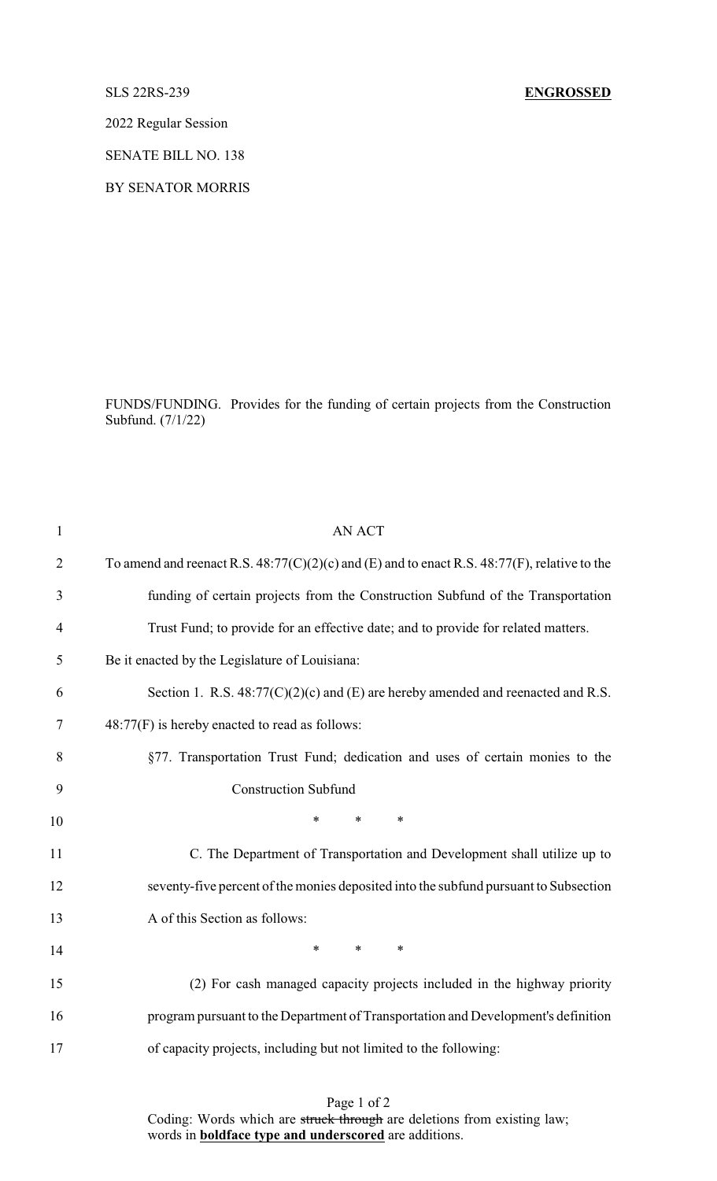SLS 22RS-239 **ENGROSSED**

2022 Regular Session

SENATE BILL NO. 138

BY SENATOR MORRIS

FUNDS/FUNDING. Provides for the funding of certain projects from the Construction Subfund. (7/1/22)

AN ACT

To amend and reenact R.S. 48:77(C)(2)(c) and (E) and to enact R.S. 48:77(F), relative to the funding of certain projects from the Construction Subfund of the Transportation Trust Fund; to provide for an effective date; and to provide for related matters.

Be it enacted by the Legislature of Louisiana:

Section 1. R.S. 48:77(C)(2)(c) and (E) are hereby amended and reenacted and R.S. 48:77(F) is hereby enacted to read as follows:

§77. Transportation Trust Fund; dedication and uses of certain monies to the Construction Subfund

\* \* \*

C. The Department of Transportation and Development shall utilize up to seventy-five percent of the monies deposited into the subfund pursuant to Subsection A of this Section as follows:

\* \* \*

(2) For cash managed capacity projects included in the highway priority program pursuant to the Department of Transportation and Development's definition of capacity projects, including but not limited to the following:

Coding: Words which are ~~struck through~~ are deletions from existing law; words in **boldface type and underscored** are additions.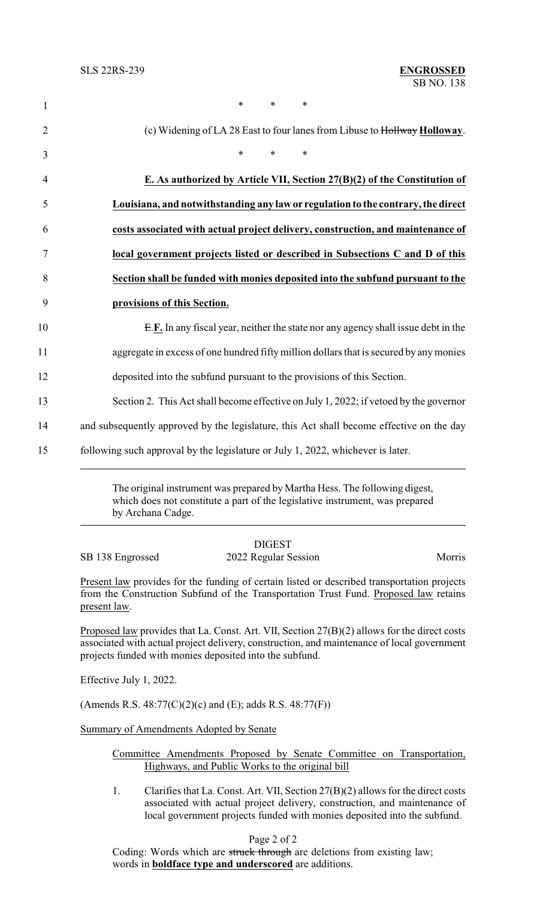\*     \*     \*

(c) Widening of LA 28 East to four lanes from Libuse to ~~Hollway~~ **Holloway**.

\*     \*     \*

**E. As authorized by Article VII, Section 27(B)(2) of the Constitution of Louisiana, and notwithstanding any law or regulation to the contrary, the direct costs associated with actual project delivery, construction, and maintenance of local government projects listed or described in Subsections C and D of this Section shall be funded with monies deposited into the subfund pursuant to the provisions of this Section.**

~~E.~~**F.** In any fiscal year, neither the state nor any agency shall issue debt in the aggregate in excess of one hundred fifty million dollars that is secured by any monies deposited into the subfund pursuant to the provisions of this Section.

Section 2. This Act shall become effective on July 1, 2022; if vetoed by the governor and subsequently approved by the legislature, this Act shall become effective on the day following such approval by the legislature or July 1, 2022, whichever is later.

---

The original instrument was prepared by Martha Hess. The following digest, which does not constitute a part of the legislative instrument, was prepared by Archana Cadge.

---

## DIGEST

SB 138 Engrossed     2022 Regular Session     Morris

Present law provides for the funding of certain listed or described transportation projects from the Construction Subfund of the Transportation Trust Fund. Proposed law retains present law.

Proposed law provides that La. Const. Art. VII, Section 27(B)(2) allows for the direct costs associated with actual project delivery, construction, and maintenance of local government projects funded with monies deposited into the subfund.

Effective July 1, 2022.

(Amends R.S. 48:77(C)(2)(c) and (E); adds R.S. 48:77(F))

Summary of Amendments Adopted by Senate

Committee Amendments Proposed by Senate Committee on Transportation, Highways, and Public Works to the original bill

1. Clarifies that La. Const. Art. VII, Section 27(B)(2) allows for the direct costs associated with actual project delivery, construction, and maintenance of local government projects funded with monies deposited into the subfund.

Coding: Words which are ~~struck through~~ are deletions from existing law; words in **boldface type and underscored** are additions.